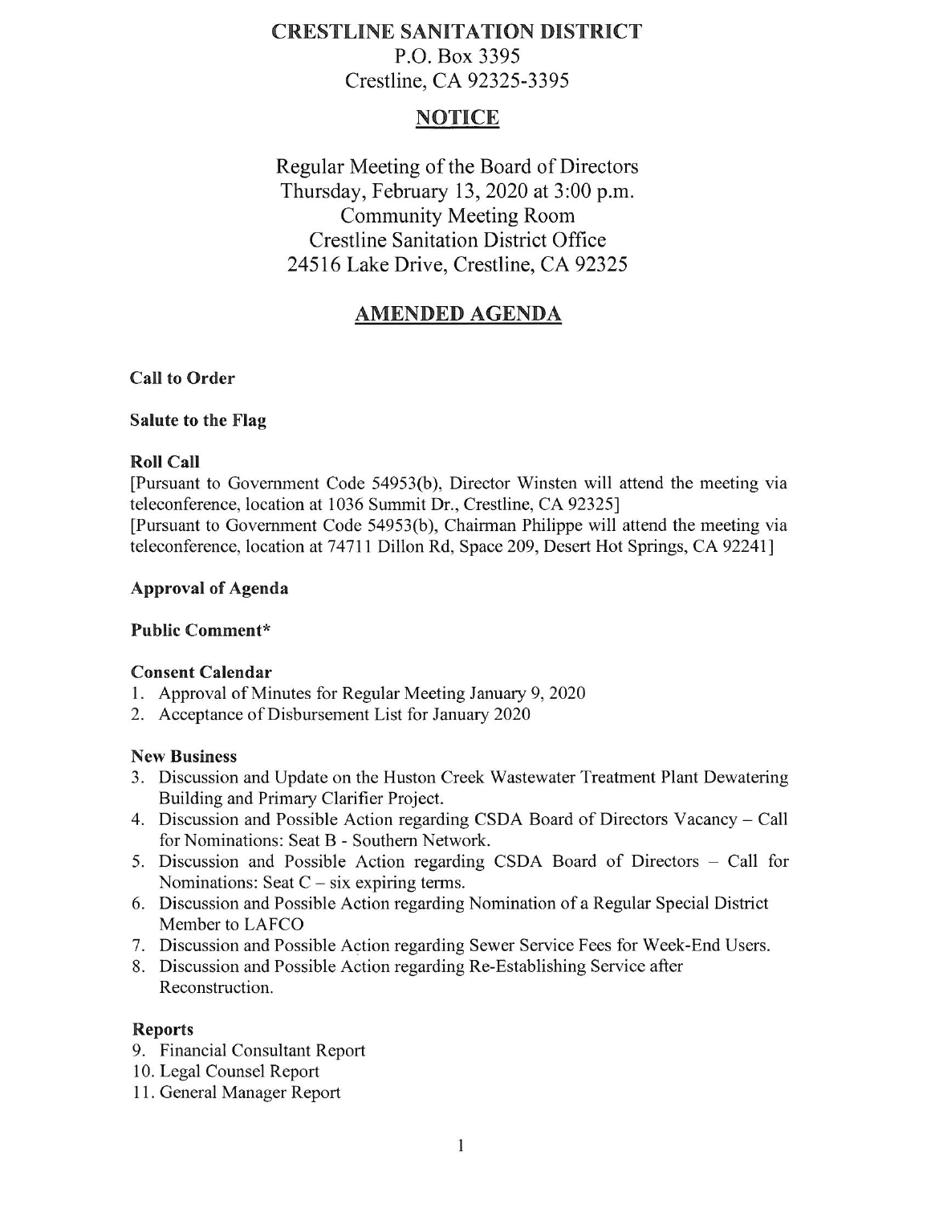# CRESTLINE SANITATION DISTRICT

P.O. Box 3395
Crestline, CA 92325-3395

## NOTICE

Regular Meeting of the Board of Directors
Thursday, February 13, 2020 at 3:00 p.m.
Community Meeting Room
Crestline Sanitation District Office
24516 Lake Drive, Crestline, CA 92325

## AMENDED AGENDA

**Call to Order**

**Salute to the Flag**

**Roll Call**

[Pursuant to Government Code 54953(b), Director Winsten will attend the meeting via teleconference, location at 1036 Summit Dr., Crestline, CA 92325]

[Pursuant to Government Code 54953(b), Chairman Philippe will attend the meeting via teleconference, location at 74711 Dillon Rd, Space 209, Desert Hot Springs, CA 92241]

**Approval of Agenda**

**Public Comment***

**Consent Calendar**

1. Approval of Minutes for Regular Meeting January 9, 2020
2. Acceptance of Disbursement List for January 2020

**New Business**

3. Discussion and Update on the Huston Creek Wastewater Treatment Plant Dewatering Building and Primary Clarifier Project.
4. Discussion and Possible Action regarding CSDA Board of Directors Vacancy – Call for Nominations: Seat B - Southern Network.
5. Discussion and Possible Action regarding CSDA Board of Directors – Call for Nominations: Seat C – six expiring terms.
6. Discussion and Possible Action regarding Nomination of a Regular Special District Member to LAFCO
7. Discussion and Possible Action regarding Sewer Service Fees for Week-End Users.
8. Discussion and Possible Action regarding Re-Establishing Service after Reconstruction.

**Reports**

9. Financial Consultant Report
10. Legal Counsel Report
11. General Manager Report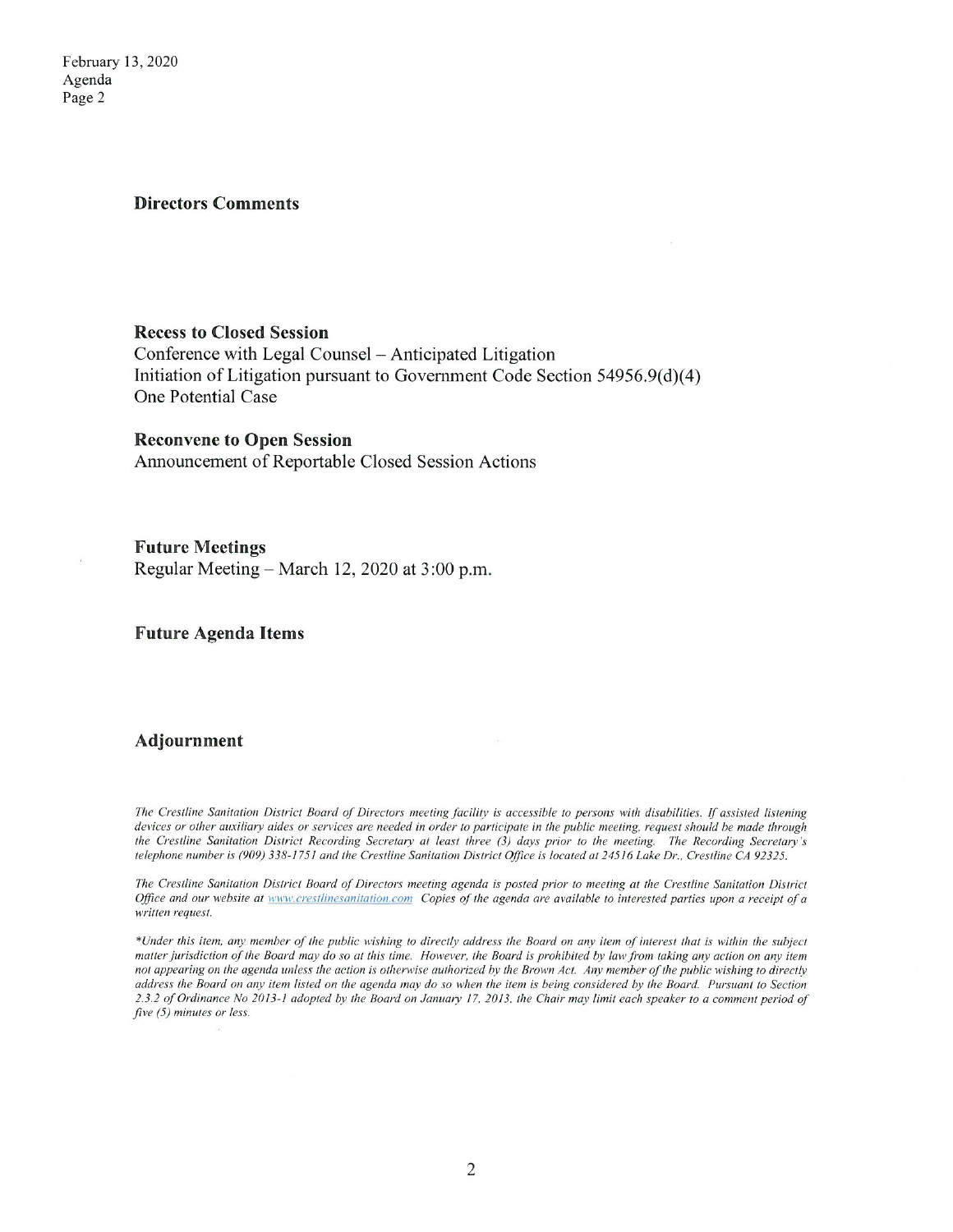## Directors Comments

## Recess to Closed Session

Conference with Legal Counsel – Anticipated Litigation
Initiation of Litigation pursuant to Government Code Section 54956.9(d)(4)
One Potential Case

## Reconvene to Open Session

Announcement of Reportable Closed Session Actions

## Future Meetings

Regular Meeting – March 12, 2020 at 3:00 p.m.

## Future Agenda Items

## Adjournment

*The Crestline Sanitation District Board of Directors meeting facility is accessible to persons with disabilities. If assisted listening devices or other auxiliary aides or services are needed in order to participate in the public meeting, request should be made through the Crestline Sanitation District Recording Secretary at least three (3) days prior to the meeting. The Recording Secretary's telephone number is (909) 338-1751 and the Crestline Sanitation District Office is located at 24516 Lake Dr., Crestline CA 92325.*

*The Crestline Sanitation District Board of Directors meeting agenda is posted prior to meeting at the Crestline Sanitation District Office and our website at www.crestlinesanitation.com Copies of the agenda are available to interested parties upon a receipt of a written request.*

*\*Under this item, any member of the public wishing to directly address the Board on any item of interest that is within the subject matter jurisdiction of the Board may do so at this time. However, the Board is prohibited by law from taking any action on any item not appearing on the agenda unless the action is otherwise authorized by the Brown Act. Any member of the public wishing to directly address the Board on any item listed on the agenda may do so when the item is being considered by the Board. Pursuant to Section 2.3.2 of Ordinance No 2013-1 adopted by the Board on January 17, 2013, the Chair may limit each speaker to a comment period of five (5) minutes or less.*